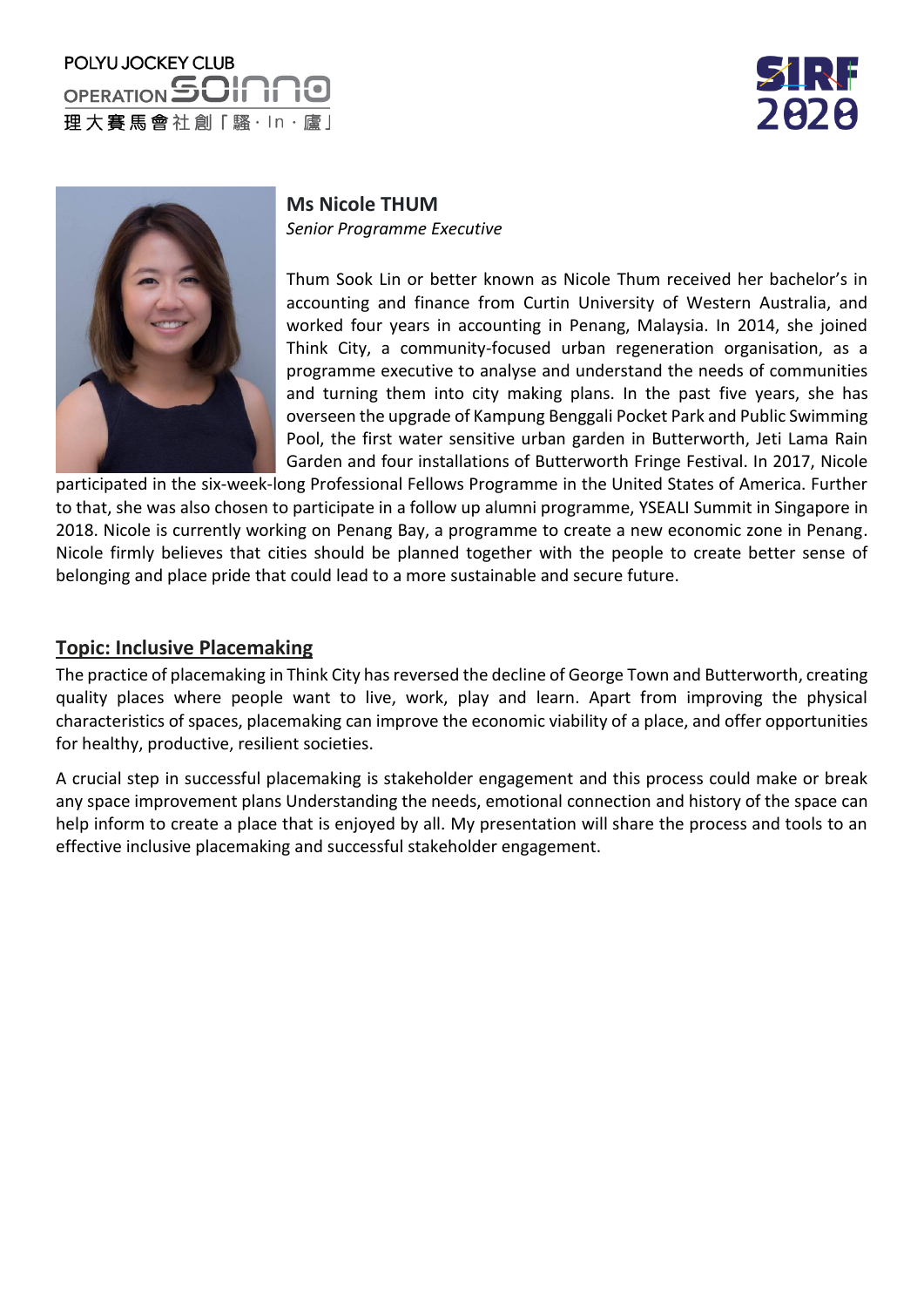POLYU JOCKEY CLUB OPERATION SOINNO 理大賽馬會社創「騷・In・廬」

SIRF 2020

**Ms Nicole THUM**
*Senior Programme Executive*

Thum Sook Lin or better known as Nicole Thum received her bachelor's in accounting and finance from Curtin University of Western Australia, and worked four years in accounting in Penang, Malaysia. In 2014, she joined Think City, a community-focused urban regeneration organisation, as a programme executive to analyse and understand the needs of communities and turning them into city making plans. In the past five years, she has overseen the upgrade of Kampung Benggali Pocket Park and Public Swimming Pool, the first water sensitive urban garden in Butterworth, Jeti Lama Rain Garden and four installations of Butterworth Fringe Festival. In 2017, Nicole participated in the six-week-long Professional Fellows Programme in the United States of America. Further to that, she was also chosen to participate in a follow up alumni programme, YSEALI Summit in Singapore in 2018. Nicole is currently working on Penang Bay, a programme to create a new economic zone in Penang. Nicole firmly believes that cities should be planned together with the people to create better sense of belonging and place pride that could lead to a more sustainable and secure future.

## Topic: Inclusive Placemaking

The practice of placemaking in Think City has reversed the decline of George Town and Butterworth, creating quality places where people want to live, work, play and learn. Apart from improving the physical characteristics of spaces, placemaking can improve the economic viability of a place, and offer opportunities for healthy, productive, resilient societies.

A crucial step in successful placemaking is stakeholder engagement and this process could make or break any space improvement plans Understanding the needs, emotional connection and history of the space can help inform to create a place that is enjoyed by all. My presentation will share the process and tools to an effective inclusive placemaking and successful stakeholder engagement.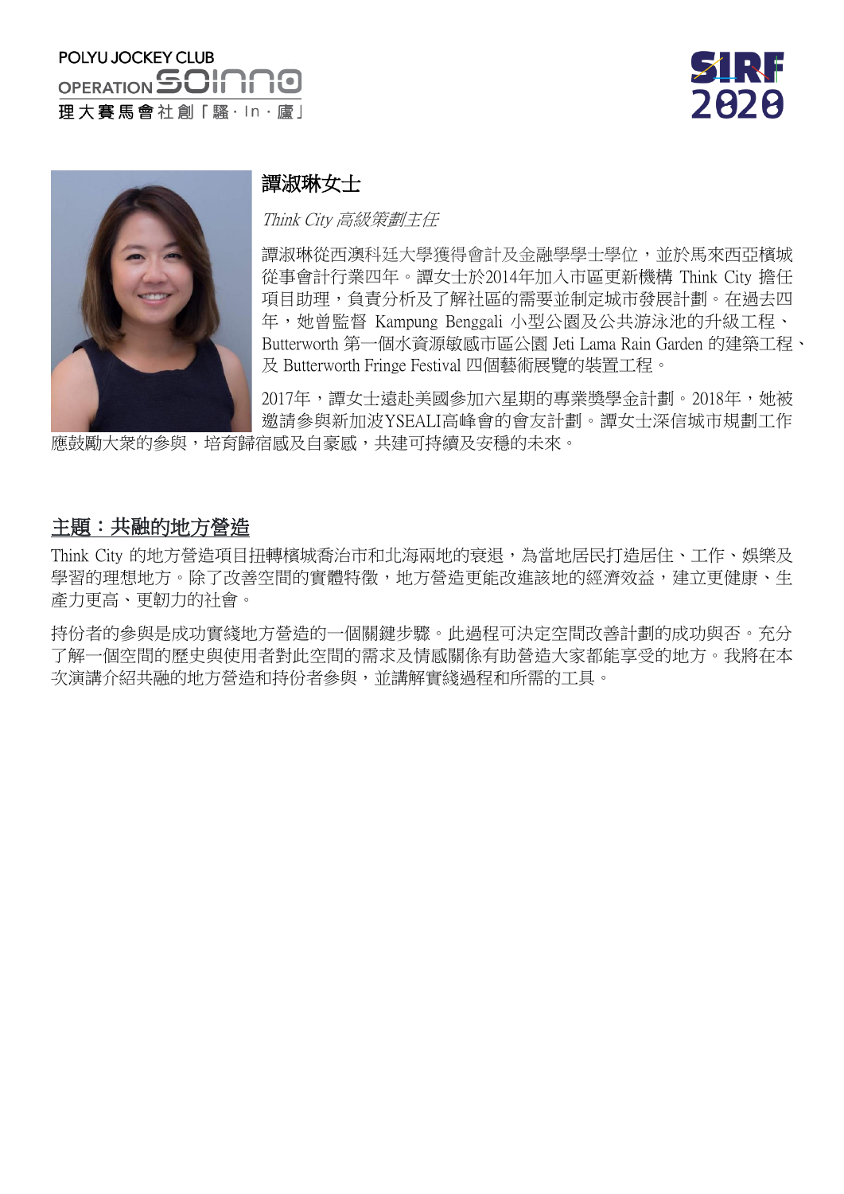## 譚淑琳女士

*Think City 高級策劃主任*

譚淑琳從西澳科廷大學獲得會計及金融學學士學位，並於馬來西亞檳城從事會計行業四年。譚女士於2014年加入市區更新機構 Think City 擔任項目助理，負責分析及了解社區的需要並制定城市發展計劃。在過去四年，她曾監督 Kampung Benggali 小型公園及公共游泳池的升級工程、Butterworth 第一個水資源敏感市區公園 Jeti Lama Rain Garden 的建築工程、及 Butterworth Fringe Festival 四個藝術展覽的裝置工程。

2017年，譚女士遠赴美國參加六星期的專業獎學金計劃。2018年，她被邀請參與新加坡YSEALI高峰會的會友計劃。譚女士深信城市規劃工作應鼓勵大衆的參與，培育歸宿感及自豪感，共建可持續及安穩的未來。

## 主題：共融的地方營造

Think City 的地方營造項目扭轉檳城喬治市和北海兩地的衰退，為當地居民打造居住、工作、娛樂及學習的理想地方。除了改善空間的實體特徵，地方營造更能改進該地的經濟效益，建立更健康、生產力更高、更韌力的社會。

持份者的參與是成功實綫地方營造的一個關鍵步驟。此過程可決定空間改善計劃的成功與否。充分了解一個空間的歷史與使用者對此空間的需求及情感關係有助營造大家都能享受的地方。我將在本次演講介紹共融的地方營造和持份者參與，並講解實綫過程和所需的工具。